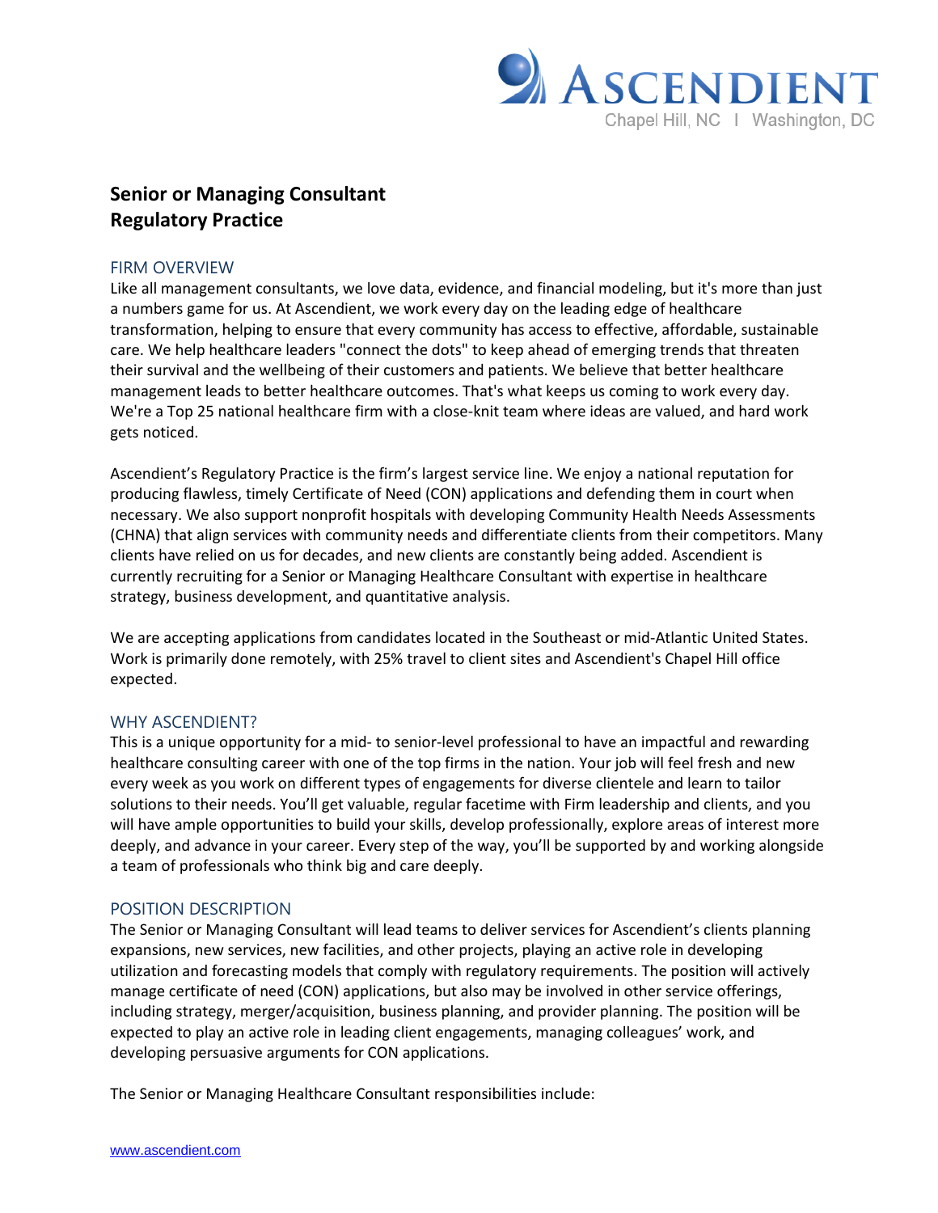# Senior or Managing Consultant
# Regulatory Practice

## FIRM OVERVIEW

Like all management consultants, we love data, evidence, and financial modeling, but it's more than just a numbers game for us. At Ascendient, we work every day on the leading edge of healthcare transformation, helping to ensure that every community has access to effective, affordable, sustainable care. We help healthcare leaders "connect the dots" to keep ahead of emerging trends that threaten their survival and the wellbeing of their customers and patients. We believe that better healthcare management leads to better healthcare outcomes. That's what keeps us coming to work every day. We're a Top 25 national healthcare firm with a close-knit team where ideas are valued, and hard work gets noticed.

Ascendient's Regulatory Practice is the firm's largest service line. We enjoy a national reputation for producing flawless, timely Certificate of Need (CON) applications and defending them in court when necessary. We also support nonprofit hospitals with developing Community Health Needs Assessments (CHNA) that align services with community needs and differentiate clients from their competitors. Many clients have relied on us for decades, and new clients are constantly being added. Ascendient is currently recruiting for a Senior or Managing Healthcare Consultant with expertise in healthcare strategy, business development, and quantitative analysis.

We are accepting applications from candidates located in the Southeast or mid-Atlantic United States. Work is primarily done remotely, with 25% travel to client sites and Ascendient's Chapel Hill office expected.

## WHY ASCENDIENT?

This is a unique opportunity for a mid- to senior-level professional to have an impactful and rewarding healthcare consulting career with one of the top firms in the nation. Your job will feel fresh and new every week as you work on different types of engagements for diverse clientele and learn to tailor solutions to their needs. You'll get valuable, regular facetime with Firm leadership and clients, and you will have ample opportunities to build your skills, develop professionally, explore areas of interest more deeply, and advance in your career. Every step of the way, you'll be supported by and working alongside a team of professionals who think big and care deeply.

## POSITION DESCRIPTION

The Senior or Managing Consultant will lead teams to deliver services for Ascendient's clients planning expansions, new services, new facilities, and other projects, playing an active role in developing utilization and forecasting models that comply with regulatory requirements. The position will actively manage certificate of need (CON) applications, but also may be involved in other service offerings, including strategy, merger/acquisition, business planning, and provider planning. The position will be expected to play an active role in leading client engagements, managing colleagues' work, and developing persuasive arguments for CON applications.

The Senior or Managing Healthcare Consultant responsibilities include: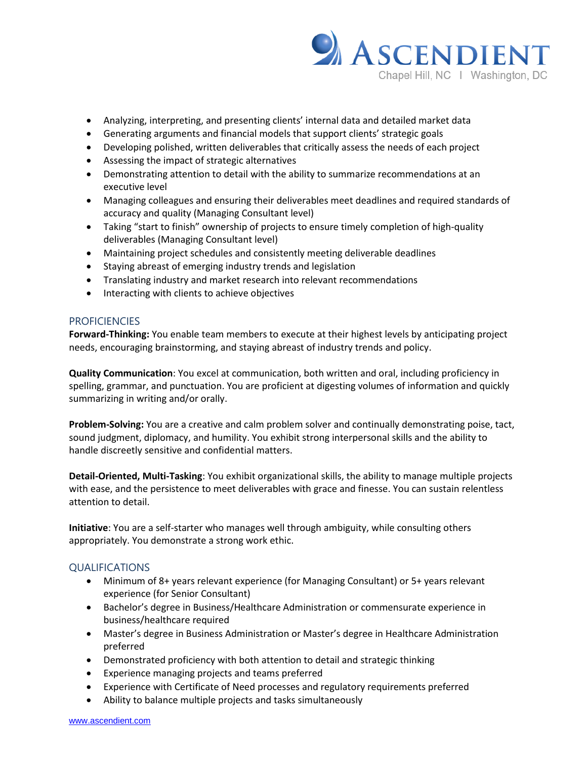- Analyzing, interpreting, and presenting clients' internal data and detailed market data
- Generating arguments and financial models that support clients' strategic goals
- Developing polished, written deliverables that critically assess the needs of each project
- Assessing the impact of strategic alternatives
- Demonstrating attention to detail with the ability to summarize recommendations at an executive level
- Managing colleagues and ensuring their deliverables meet deadlines and required standards of accuracy and quality (Managing Consultant level)
- Taking "start to finish" ownership of projects to ensure timely completion of high-quality deliverables (Managing Consultant level)
- Maintaining project schedules and consistently meeting deliverable deadlines
- Staying abreast of emerging industry trends and legislation
- Translating industry and market research into relevant recommendations
- Interacting with clients to achieve objectives

## PROFICIENCIES

**Forward-Thinking:** You enable team members to execute at their highest levels by anticipating project needs, encouraging brainstorming, and staying abreast of industry trends and policy.

**Quality Communication**: You excel at communication, both written and oral, including proficiency in spelling, grammar, and punctuation. You are proficient at digesting volumes of information and quickly summarizing in writing and/or orally.

**Problem-Solving:** You are a creative and calm problem solver and continually demonstrating poise, tact, sound judgment, diplomacy, and humility. You exhibit strong interpersonal skills and the ability to handle discreetly sensitive and confidential matters.

**Detail-Oriented, Multi-Tasking**: You exhibit organizational skills, the ability to manage multiple projects with ease, and the persistence to meet deliverables with grace and finesse. You can sustain relentless attention to detail.

**Initiative**: You are a self-starter who manages well through ambiguity, while consulting others appropriately. You demonstrate a strong work ethic.

## QUALIFICATIONS

- Minimum of 8+ years relevant experience (for Managing Consultant) or 5+ years relevant experience (for Senior Consultant)
- Bachelor's degree in Business/Healthcare Administration or commensurate experience in business/healthcare required
- Master's degree in Business Administration or Master's degree in Healthcare Administration preferred
- Demonstrated proficiency with both attention to detail and strategic thinking
- Experience managing projects and teams preferred
- Experience with Certificate of Need processes and regulatory requirements preferred
- Ability to balance multiple projects and tasks simultaneously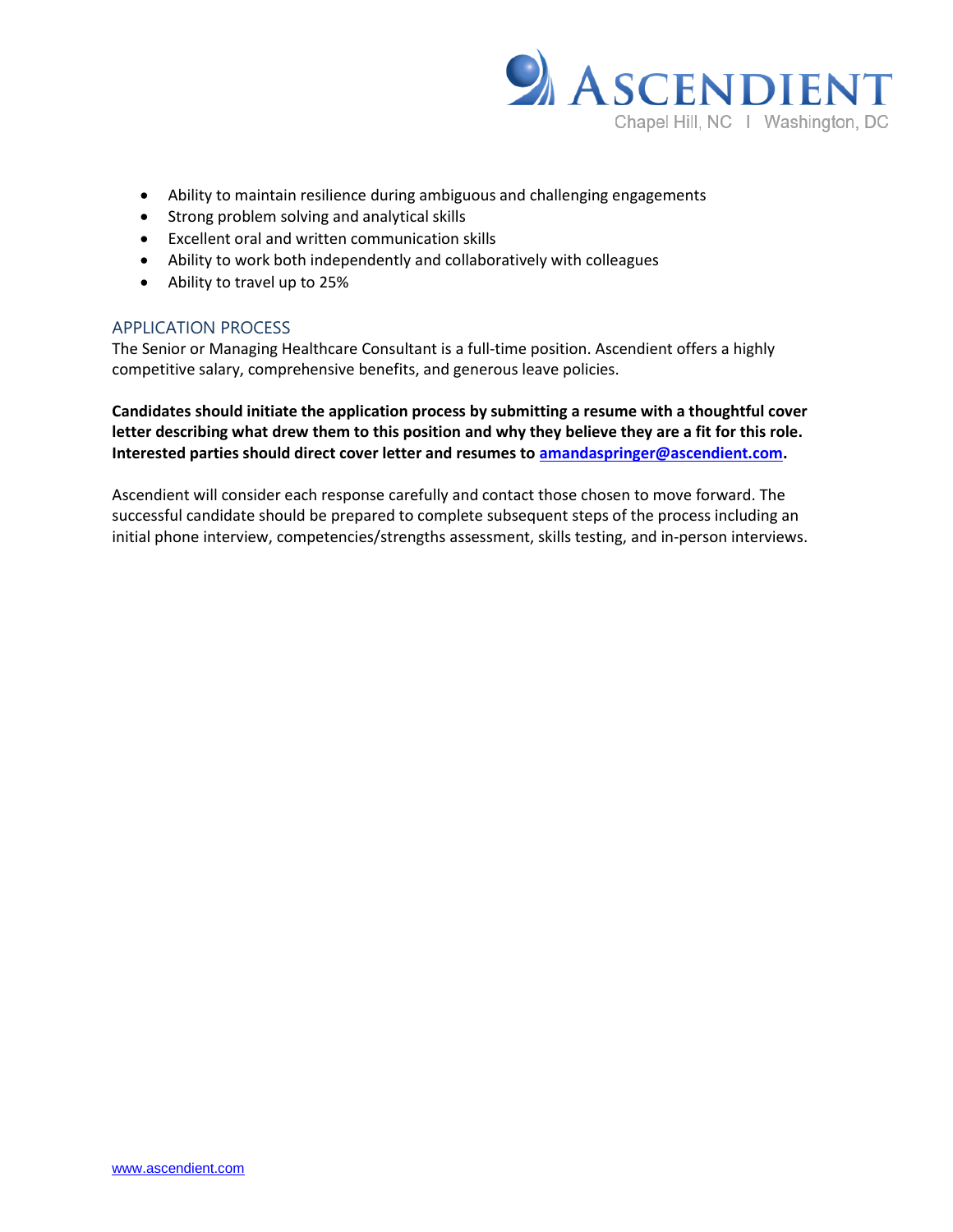- Ability to maintain resilience during ambiguous and challenging engagements
- Strong problem solving and analytical skills
- Excellent oral and written communication skills
- Ability to work both independently and collaboratively with colleagues
- Ability to travel up to 25%

## APPLICATION PROCESS

The Senior or Managing Healthcare Consultant is a full-time position. Ascendient offers a highly competitive salary, comprehensive benefits, and generous leave policies.

**Candidates should initiate the application process by submitting a resume with a thoughtful cover letter describing what drew them to this position and why they believe they are a fit for this role. Interested parties should direct cover letter and resumes to amandaspringer@ascendient.com.**

Ascendient will consider each response carefully and contact those chosen to move forward. The successful candidate should be prepared to complete subsequent steps of the process including an initial phone interview, competencies/strengths assessment, skills testing, and in-person interviews.